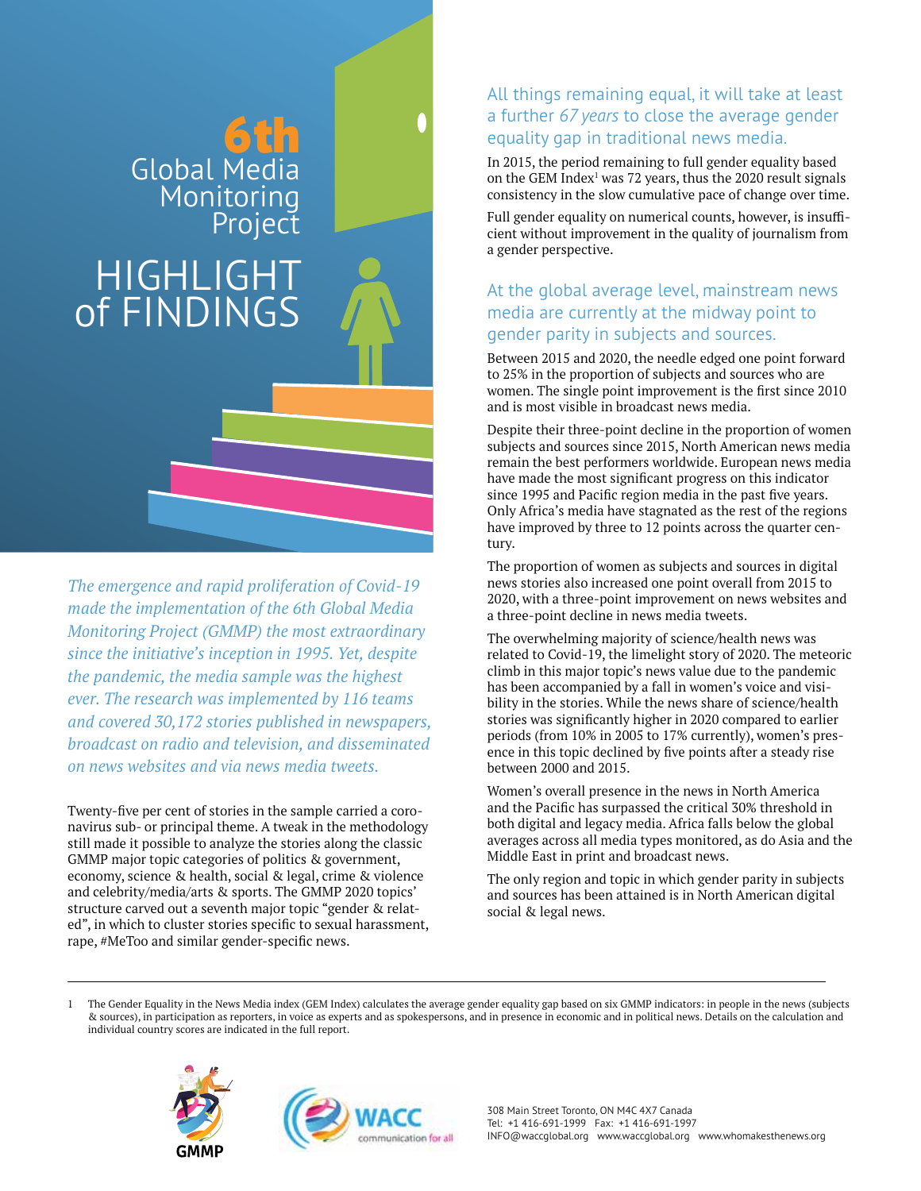# 6th Global Media Monitoring Project

# HIGHLIGHT of FINDINGS

*The emergence and rapid proliferation of Covid-19 made the implementation of the 6th Global Media Monitoring Project (GMMP) the most extraordinary since the initiative's inception in 1995. Yet, despite the pandemic, the media sample was the highest ever. The research was implemented by 116 teams and covered 30,172 stories published in newspapers, broadcast on radio and television, and disseminated on news websites and via news media tweets.*

Twenty-five per cent of stories in the sample carried a coronavirus sub- or principal theme. A tweak in the methodology still made it possible to analyze the stories along the classic GMMP major topic categories of politics & government, economy, science & health, social & legal, crime & violence and celebrity/media/arts & sports. The GMMP 2020 topics' structure carved out a seventh major topic "gender & related", in which to cluster stories specific to sexual harassment, rape, #MeToo and similar gender-specific news.

## All things remaining equal, it will take at least a further *67 years* to close the average gender equality gap in traditional news media.

In 2015, the period remaining to full gender equality based on the GEM Index[1] was 72 years, thus the 2020 result signals consistency in the slow cumulative pace of change over time.

Full gender equality on numerical counts, however, is insufficient without improvement in the quality of journalism from a gender perspective.

## At the global average level, mainstream news media are currently at the midway point to gender parity in subjects and sources.

Between 2015 and 2020, the needle edged one point forward to 25% in the proportion of subjects and sources who are women. The single point improvement is the first since 2010 and is most visible in broadcast news media.

Despite their three-point decline in the proportion of women subjects and sources since 2015, North American news media remain the best performers worldwide. European news media have made the most significant progress on this indicator since 1995 and Pacific region media in the past five years. Only Africa's media have stagnated as the rest of the regions have improved by three to 12 points across the quarter century.

The proportion of women as subjects and sources in digital news stories also increased one point overall from 2015 to 2020, with a three-point improvement on news websites and a three-point decline in news media tweets.

The overwhelming majority of science/health news was related to Covid-19, the limelight story of 2020. The meteoric climb in this major topic's news value due to the pandemic has been accompanied by a fall in women's voice and visibility in the stories. While the news share of science/health stories was significantly higher in 2020 compared to earlier periods (from 10% in 2005 to 17% currently), women's presence in this topic declined by five points after a steady rise between 2000 and 2015.

Women's overall presence in the news in North America and the Pacific has surpassed the critical 30% threshold in both digital and legacy media. Africa falls below the global averages across all media types monitored, as do Asia and the Middle East in print and broadcast news.

The only region and topic in which gender parity in subjects and sources has been attained is in North American digital social & legal news.

---

1 The Gender Equality in the News Media index (GEM Index) calculates the average gender equality gap based on six GMMP indicators: in people in the news (subjects & sources), in participation as reporters, in voice as experts and as spokespersons, and in presence in economic and in political news. Details on the calculation and individual country scores are indicated in the full report.

GMMP

WACC communication for all

308 Main Street Toronto, ON M4C 4X7 Canada
Tel: +1 416-691-1999 Fax: +1 416-691-1997
INFO@waccglobal.org www.waccglobal.org www.whomakesthenews.org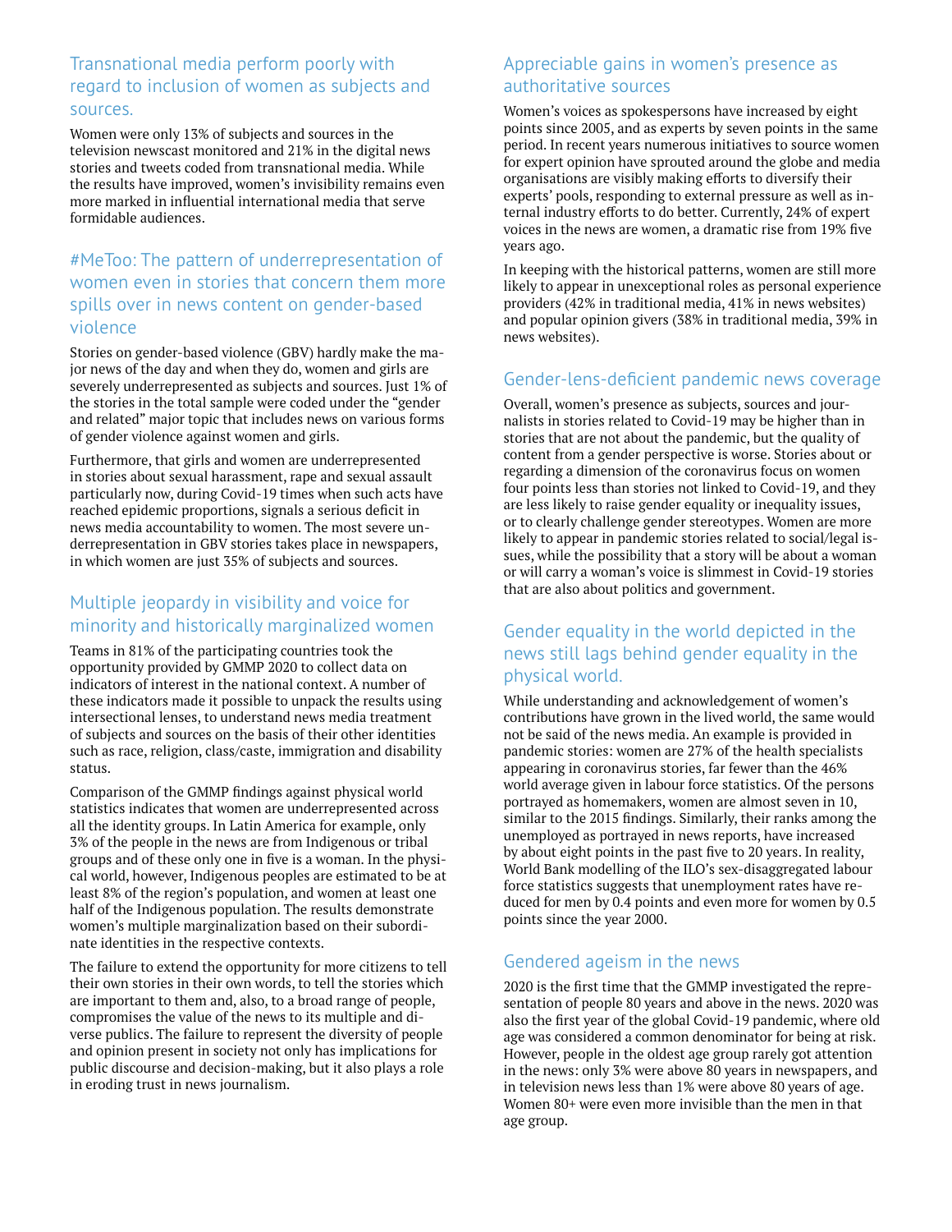## Transnational media perform poorly with regard to inclusion of women as subjects and sources.

Women were only 13% of subjects and sources in the television newscast monitored and 21% in the digital news stories and tweets coded from transnational media. While the results have improved, women's invisibility remains even more marked in influential international media that serve formidable audiences.

## #MeToo: The pattern of underrepresentation of women even in stories that concern them more spills over in news content on gender-based violence

Stories on gender-based violence (GBV) hardly make the major news of the day and when they do, women and girls are severely underrepresented as subjects and sources. Just 1% of the stories in the total sample were coded under the "gender and related" major topic that includes news on various forms of gender violence against women and girls.

Furthermore, that girls and women are underrepresented in stories about sexual harassment, rape and sexual assault particularly now, during Covid-19 times when such acts have reached epidemic proportions, signals a serious deficit in news media accountability to women. The most severe underrepresentation in GBV stories takes place in newspapers, in which women are just 35% of subjects and sources.

## Multiple jeopardy in visibility and voice for minority and historically marginalized women

Teams in 81% of the participating countries took the opportunity provided by GMMP 2020 to collect data on indicators of interest in the national context. A number of these indicators made it possible to unpack the results using intersectional lenses, to understand news media treatment of subjects and sources on the basis of their other identities such as race, religion, class/caste, immigration and disability status.

Comparison of the GMMP findings against physical world statistics indicates that women are underrepresented across all the identity groups. In Latin America for example, only 3% of the people in the news are from Indigenous or tribal groups and of these only one in five is a woman. In the physical world, however, Indigenous peoples are estimated to be at least 8% of the region's population, and women at least one half of the Indigenous population. The results demonstrate women's multiple marginalization based on their subordinate identities in the respective contexts.

The failure to extend the opportunity for more citizens to tell their own stories in their own words, to tell the stories which are important to them and, also, to a broad range of people, compromises the value of the news to its multiple and diverse publics. The failure to represent the diversity of people and opinion present in society not only has implications for public discourse and decision-making, but it also plays a role in eroding trust in news journalism.

## Appreciable gains in women's presence as authoritative sources

Women's voices as spokespersons have increased by eight points since 2005, and as experts by seven points in the same period. In recent years numerous initiatives to source women for expert opinion have sprouted around the globe and media organisations are visibly making efforts to diversify their experts' pools, responding to external pressure as well as internal industry efforts to do better. Currently, 24% of expert voices in the news are women, a dramatic rise from 19% five years ago.

In keeping with the historical patterns, women are still more likely to appear in unexceptional roles as personal experience providers (42% in traditional media, 41% in news websites) and popular opinion givers (38% in traditional media, 39% in news websites).

## Gender-lens-deficient pandemic news coverage

Overall, women's presence as subjects, sources and journalists in stories related to Covid-19 may be higher than in stories that are not about the pandemic, but the quality of content from a gender perspective is worse. Stories about or regarding a dimension of the coronavirus focus on women four points less than stories not linked to Covid-19, and they are less likely to raise gender equality or inequality issues, or to clearly challenge gender stereotypes. Women are more likely to appear in pandemic stories related to social/legal issues, while the possibility that a story will be about a woman or will carry a woman's voice is slimmest in Covid-19 stories that are also about politics and government.

## Gender equality in the world depicted in the news still lags behind gender equality in the physical world.

While understanding and acknowledgement of women's contributions have grown in the lived world, the same would not be said of the news media. An example is provided in pandemic stories: women are 27% of the health specialists appearing in coronavirus stories, far fewer than the 46% world average given in labour force statistics. Of the persons portrayed as homemakers, women are almost seven in 10, similar to the 2015 findings. Similarly, their ranks among the unemployed as portrayed in news reports, have increased by about eight points in the past five to 20 years. In reality, World Bank modelling of the ILO's sex-disaggregated labour force statistics suggests that unemployment rates have reduced for men by 0.4 points and even more for women by 0.5 points since the year 2000.

## Gendered ageism in the news

2020 is the first time that the GMMP investigated the representation of people 80 years and above in the news. 2020 was also the first year of the global Covid-19 pandemic, where old age was considered a common denominator for being at risk. However, people in the oldest age group rarely got attention in the news: only 3% were above 80 years in newspapers, and in television news less than 1% were above 80 years of age. Women 80+ were even more invisible than the men in that age group.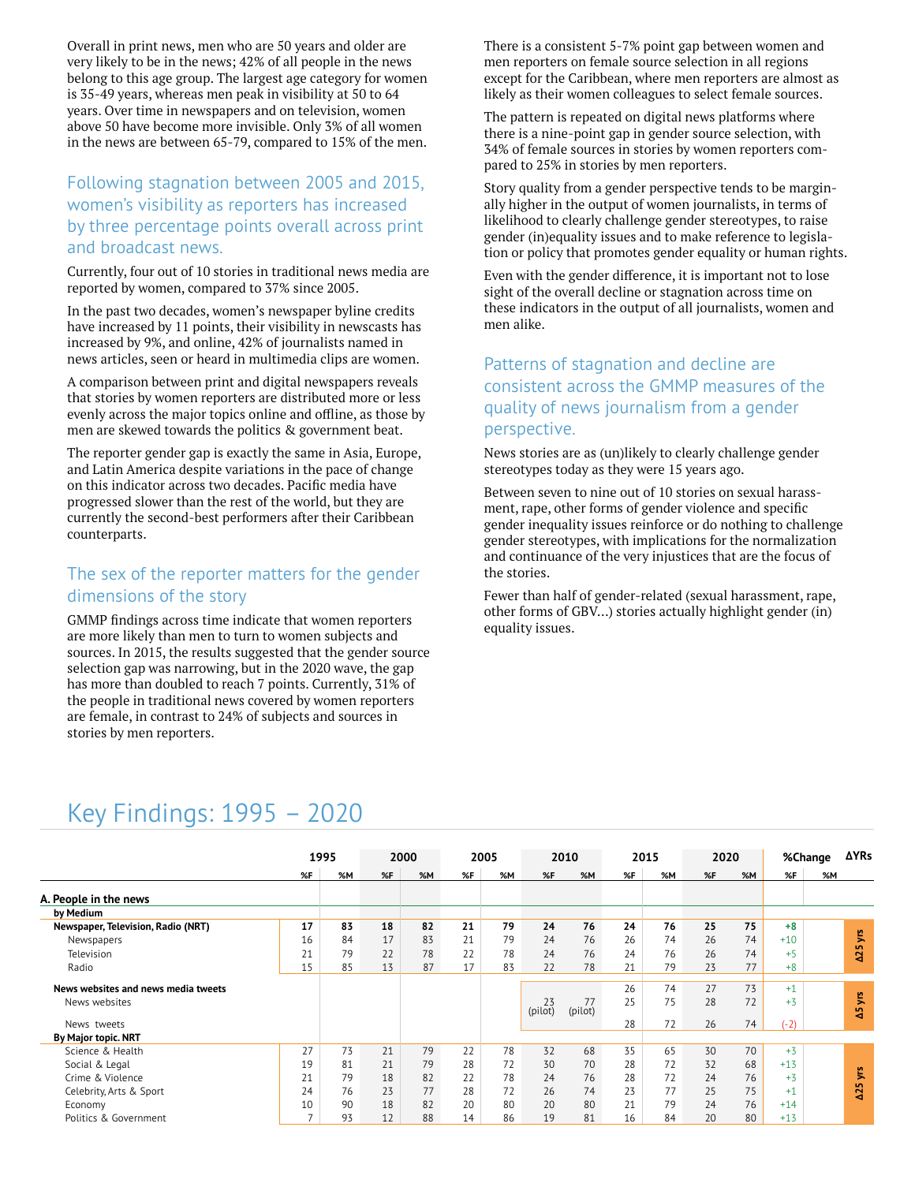Overall in print news, men who are 50 years and older are very likely to be in the news; 42% of all people in the news belong to this age group. The largest age category for women is 35-49 years, whereas men peak in visibility at 50 to 64 years. Over time in newspapers and on television, women above 50 have become more invisible. Only 3% of all women in the news are between 65-79, compared to 15% of the men.

## Following stagnation between 2005 and 2015, women's visibility as reporters has increased by three percentage points overall across print and broadcast news.

Currently, four out of 10 stories in traditional news media are reported by women, compared to 37% since 2005.

In the past two decades, women's newspaper byline credits have increased by 11 points, their visibility in newscasts has increased by 9%, and online, 42% of journalists named in news articles, seen or heard in multimedia clips are women.

A comparison between print and digital newspapers reveals that stories by women reporters are distributed more or less evenly across the major topics online and offline, as those by men are skewed towards the politics & government beat.

The reporter gender gap is exactly the same in Asia, Europe, and Latin America despite variations in the pace of change on this indicator across two decades. Pacific media have progressed slower than the rest of the world, but they are currently the second-best performers after their Caribbean counterparts.

## The sex of the reporter matters for the gender dimensions of the story

GMMP findings across time indicate that women reporters are more likely than men to turn to women subjects and sources. In 2015, the results suggested that the gender source selection gap was narrowing, but in the 2020 wave, the gap has more than doubled to reach 7 points. Currently, 31% of the people in traditional news covered by women reporters are female, in contrast to 24% of subjects and sources in stories by men reporters.

There is a consistent 5-7% point gap between women and men reporters on female source selection in all regions except for the Caribbean, where men reporters are almost as likely as their women colleagues to select female sources.

The pattern is repeated on digital news platforms where there is a nine-point gap in gender source selection, with 34% of female sources in stories by women reporters compared to 25% in stories by men reporters.

Story quality from a gender perspective tends to be marginally higher in the output of women journalists, in terms of likelihood to clearly challenge gender stereotypes, to raise gender (in)equality issues and to make reference to legislation or policy that promotes gender equality or human rights.

Even with the gender difference, it is important not to lose sight of the overall decline or stagnation across time on these indicators in the output of all journalists, women and men alike.

## Patterns of stagnation and decline are consistent across the GMMP measures of the quality of news journalism from a gender perspective.

News stories are as (un)likely to clearly challenge gender stereotypes today as they were 15 years ago.

Between seven to nine out of 10 stories on sexual harassment, rape, other forms of gender violence and specific gender inequality issues reinforce or do nothing to challenge gender stereotypes, with implications for the normalization and continuance of the very injustices that are the focus of the stories.

Fewer than half of gender-related (sexual harassment, rape, other forms of GBV...) stories actually highlight gender (in) equality issues.

# Key Findings: 1995 – 2020

| | 1995 | | 2000 | | 2005 | | 2010 | | 2015 | | 2020 | | %Change | | ΔYRs |
|---|---|---|---|---|---|---|---|---|---|---|---|---|---|---|---|
| | %F | %M | %F | %M | %F | %M | %F | %M | %F | %M | %F | %M | %F | %M | |
| **A. People in the news** | | | | | | | | | | | | | | | |
| **by Medium** | | | | | | | | | | | | | | | |
| **Newspaper, Television, Radio (NRT)** | **17** | **83** | **18** | **82** | **21** | **79** | **24** | **76** | **24** | **76** | **25** | **75** | **+8** | | Δ25 yrs |
| Newspapers | 16 | 84 | 17 | 83 | 21 | 79 | 24 | 76 | 26 | 74 | 26 | 74 | +10 | | |
| Television | 21 | 79 | 22 | 78 | 22 | 78 | 24 | 76 | 24 | 76 | 26 | 74 | +5 | | |
| Radio | 15 | 85 | 13 | 87 | 17 | 83 | 22 | 78 | 21 | 79 | 23 | 77 | +8 | | |
| **News websites and news media tweets** | | | | | | | | | 26 | 74 | 27 | 73 | +1 | | Δ5 yrs |
| News websites | | | | | | | 23 (pilot) | 77 (pilot) | 25 | 75 | 28 | 72 | +3 | | |
| News tweets | | | | | | | | | 28 | 72 | 26 | 74 | (-2) | | |
| **By Major topic. NRT** | | | | | | | | | | | | | | | |
| Science & Health | 27 | 73 | 21 | 79 | 22 | 78 | 32 | 68 | 35 | 65 | 30 | 70 | +3 | | Δ25 yrs |
| Social & Legal | 19 | 81 | 21 | 79 | 28 | 72 | 30 | 70 | 28 | 72 | 32 | 68 | +13 | | |
| Crime & Violence | 21 | 79 | 18 | 82 | 22 | 78 | 24 | 76 | 28 | 72 | 24 | 76 | +3 | | |
| Celebrity, Arts & Sport | 24 | 76 | 23 | 77 | 28 | 72 | 26 | 74 | 23 | 77 | 25 | 75 | +1 | | |
| Economy | 10 | 90 | 18 | 82 | 20 | 80 | 20 | 80 | 21 | 79 | 24 | 76 | +14 | | |
| Politics & Government | 7 | 93 | 12 | 88 | 14 | 86 | 19 | 81 | 16 | 84 | 20 | 80 | +13 | | |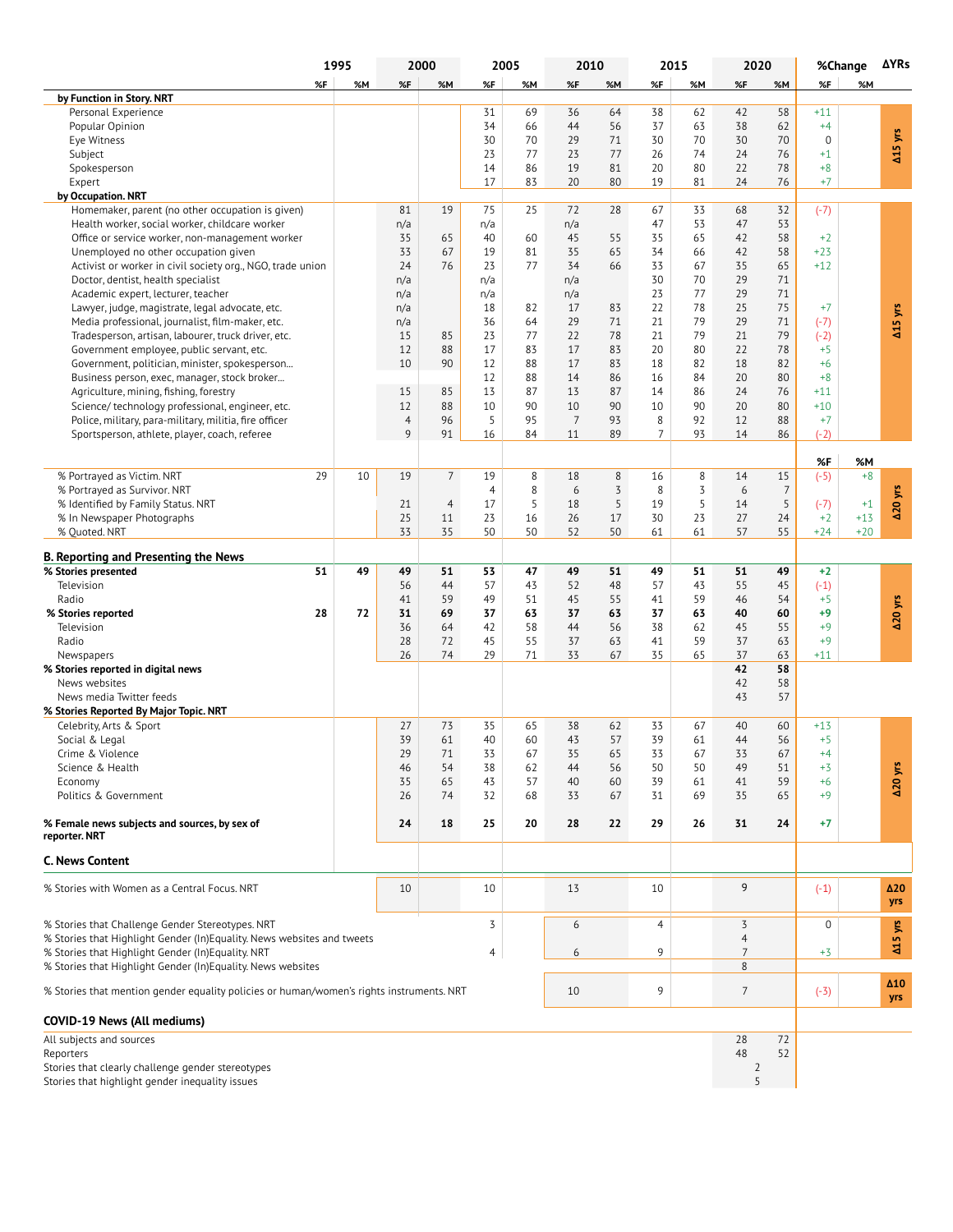| | 1995 | | 2000 | | 2005 | | 2010 | | 2015 | | 2020 | | %Change | | ΔYRs |
|---|---|---|---|---|---|---|---|---|---|---|---|---|---|---|---|
| | %F | %M | %F | %M | %F | %M | %F | %M | %F | %M | %F | %M | %F | %M | |
| **by Function in Story. NRT** | | | | | | | | | | | | | | | |
| Personal Experience | | | | | 31 | 69 | 36 | 64 | 38 | 62 | 42 | 58 | +11 | | Δ15 yrs |
| Popular Opinion | | | | | 34 | 66 | 44 | 56 | 37 | 63 | 38 | 62 | +4 | | |
| Eye Witness | | | | | 30 | 70 | 29 | 71 | 30 | 70 | 30 | 70 | 0 | | |
| Subject | | | | | 23 | 77 | 23 | 77 | 26 | 74 | 24 | 76 | +1 | | |
| Spokesperson | | | | | 14 | 86 | 19 | 81 | 20 | 80 | 22 | 78 | +8 | | |
| Expert | | | | | 17 | 83 | 20 | 80 | 19 | 81 | 24 | 76 | +7 | | |
| **by Occupation. NRT** | | | | | | | | | | | | | | | |
| Homemaker, parent (no other occupation is given) | | | 81 | 19 | 75 | 25 | 72 | 28 | 67 | 33 | 68 | 32 | (-7) | | Δ15 yrs |
| Health worker, social worker, childcare worker | | | n/a | | n/a | | n/a | | 47 | 53 | 47 | 53 | | | |
| Office or service worker, non-management worker | | | 35 | 65 | 40 | 60 | 45 | 55 | 35 | 65 | 42 | 58 | +2 | | |
| Unemployed no other occupation given | | | 33 | 67 | 19 | 81 | 35 | 65 | 34 | 66 | 42 | 58 | +23 | | |
| Activist or worker in civil society org., NGO, trade union | | | 24 | 76 | 23 | 77 | 34 | 66 | 33 | 67 | 35 | 65 | +12 | | |
| Doctor, dentist, health specialist | | | n/a | | n/a | | n/a | | 30 | 70 | 29 | 71 | | | |
| Academic expert, lecturer, teacher | | | n/a | | n/a | | n/a | | 23 | 77 | 29 | 71 | | | |
| Lawyer, judge, magistrate, legal advocate, etc. | | | n/a | | 18 | 82 | 17 | 83 | 22 | 78 | 25 | 75 | +7 | | |
| Media professional, journalist, film-maker, etc. | | | n/a | | 36 | 64 | 29 | 71 | 21 | 79 | 29 | 71 | (-7) | | |
| Tradesperson, artisan, labourer, truck driver, etc. | | | 15 | 85 | 23 | 77 | 22 | 78 | 21 | 79 | 21 | 79 | (-2) | | |
| Government employee, public servant, etc. | | | 12 | 88 | 17 | 83 | 17 | 83 | 20 | 80 | 22 | 78 | +5 | | |
| Government, politician, minister, spokesperson... | | | 10 | 90 | 12 | 88 | 17 | 83 | 18 | 82 | 18 | 82 | +6 | | |
| Business person, exec, manager, stock broker... | | | | | 12 | 88 | 14 | 86 | 16 | 84 | 20 | 80 | +8 | | |
| Agriculture, mining, fishing, forestry | | | 15 | 85 | 13 | 87 | 13 | 87 | 14 | 86 | 24 | 76 | +11 | | |
| Science/ technology professional, engineer, etc. | | | 12 | 88 | 10 | 90 | 10 | 90 | 10 | 90 | 20 | 80 | +10 | | |
| Police, military, para-military, militia, fire officer | | | 4 | 96 | 5 | 95 | 7 | 93 | 8 | 92 | 12 | 88 | +7 | | |
| Sportsperson, athlete, player, coach, referee | | | 9 | 91 | 16 | 84 | 11 | 89 | 7 | 93 | 14 | 86 | (-2) | | |
| | | | | | | | | | | | | | %F | %M | |
| % Portrayed as Victim. NRT | 29 | 10 | 19 | 7 | 19 | 8 | 18 | 8 | 16 | 8 | 14 | 15 | (-5) | +8 | Δ20 yrs |
| % Portrayed as Survivor. NRT | | | | | 4 | 8 | 6 | 3 | 8 | 3 | 6 | 7 | | | |
| % Identified by Family Status. NRT | | | 21 | 4 | 17 | 5 | 18 | 5 | 19 | 5 | 14 | 5 | (-7) | +1 | |
| % In Newspaper Photographs | | | 25 | 11 | 23 | 16 | 26 | 17 | 30 | 23 | 27 | 24 | +2 | +13 | |
| % Quoted. NRT | | | 33 | 35 | 50 | 50 | 52 | 50 | 61 | 61 | 57 | 55 | +24 | +20 | |
| **B. Reporting and Presenting the News** | | | | | | | | | | | | | | | |
| **% Stories presented** | **51** | **49** | **49** | **51** | **53** | **47** | **49** | **51** | **49** | **51** | **51** | **49** | **+2** | | Δ20 yrs |
| Television | | | 56 | 44 | 57 | 43 | 52 | 48 | 57 | 43 | 55 | 45 | (-1) | | |
| Radio | | | 41 | 59 | 49 | 51 | 45 | 55 | 41 | 59 | 46 | 54 | +5 | | |
| **% Stories reported** | **28** | **72** | **31** | **69** | **37** | **63** | **37** | **63** | **37** | **63** | **40** | **60** | **+9** | | |
| Television | | | 36 | 64 | 42 | 58 | 44 | 56 | 38 | 62 | 45 | 55 | +9 | | |
| Radio | | | 28 | 72 | 45 | 55 | 37 | 63 | 41 | 59 | 37 | 63 | +9 | | |
| Newspapers | | | 26 | 74 | 29 | 71 | 33 | 67 | 35 | 65 | 37 | 63 | +11 | | |
| **% Stories reported in digital news** | | | | | | | | | | | **42** | **58** | | | |
| News websites | | | | | | | | | | | 42 | 58 | | | |
| News media Twitter feeds | | | | | | | | | | | 43 | 57 | | | |
| **% Stories Reported By Major Topic. NRT** | | | | | | | | | | | | | | | |
| Celebrity, Arts & Sport | | | 27 | 73 | 35 | 65 | 38 | 62 | 33 | 67 | 40 | 60 | +13 | | Δ20 yrs |
| Social & Legal | | | 39 | 61 | 40 | 60 | 43 | 57 | 39 | 61 | 44 | 56 | +5 | | |
| Crime & Violence | | | 29 | 71 | 33 | 67 | 35 | 65 | 33 | 67 | 33 | 67 | +4 | | |
| Science & Health | | | 46 | 54 | 38 | 62 | 44 | 56 | 50 | 50 | 49 | 51 | +3 | | |
| Economy | | | 35 | 65 | 43 | 57 | 40 | 60 | 39 | 61 | 41 | 59 | +6 | | |
| Politics & Government | | | 26 | 74 | 32 | 68 | 33 | 67 | 31 | 69 | 35 | 65 | +9 | | |
| **% Female news subjects and sources, by sex of reporter. NRT** | | | **24** | **18** | **25** | **20** | **28** | **22** | **29** | **26** | **31** | **24** | **+7** | | |
| **C. News Content** | | | | | | | | | | | | | | | |
| % Stories with Women as a Central Focus. NRT | | | 10 | | 10 | | 13 | | 10 | | 9 | | (-1) | | Δ20 yrs |
| % Stories that Challenge Gender Stereotypes. NRT | | | | | 3 | | 6 | | 4 | | 3 | | 0 | | Δ15 yrs |
| % Stories that Highlight Gender (In)Equality. News websites and tweets | | | | | | | | | | | 4 | | | | |
| % Stories that Highlight Gender (In)Equality. NRT | | | | | 4 | | 6 | | 9 | | 7 | | +3 | | |
| % Stories that Highlight Gender (In)Equality. News websites | | | | | | | | | | | 8 | | | | |
| % Stories that mention gender equality policies or human/women's rights instruments. NRT | | | | | | | 10 | | 9 | | 7 | | (-3) | | Δ10 yrs |
| **COVID-19 News (All mediums)** | | | | | | | | | | | | | | | |
| All subjects and sources | | | | | | | | | | | 28 | 72 | | | |
| Reporters | | | | | | | | | | | 48 | 52 | | | |
| Stories that clearly challenge gender stereotypes | | | | | | | | | | | 2 | | | | |
| Stories that highlight gender inequality issues | | | | | | | | | | | 5 | | | | |